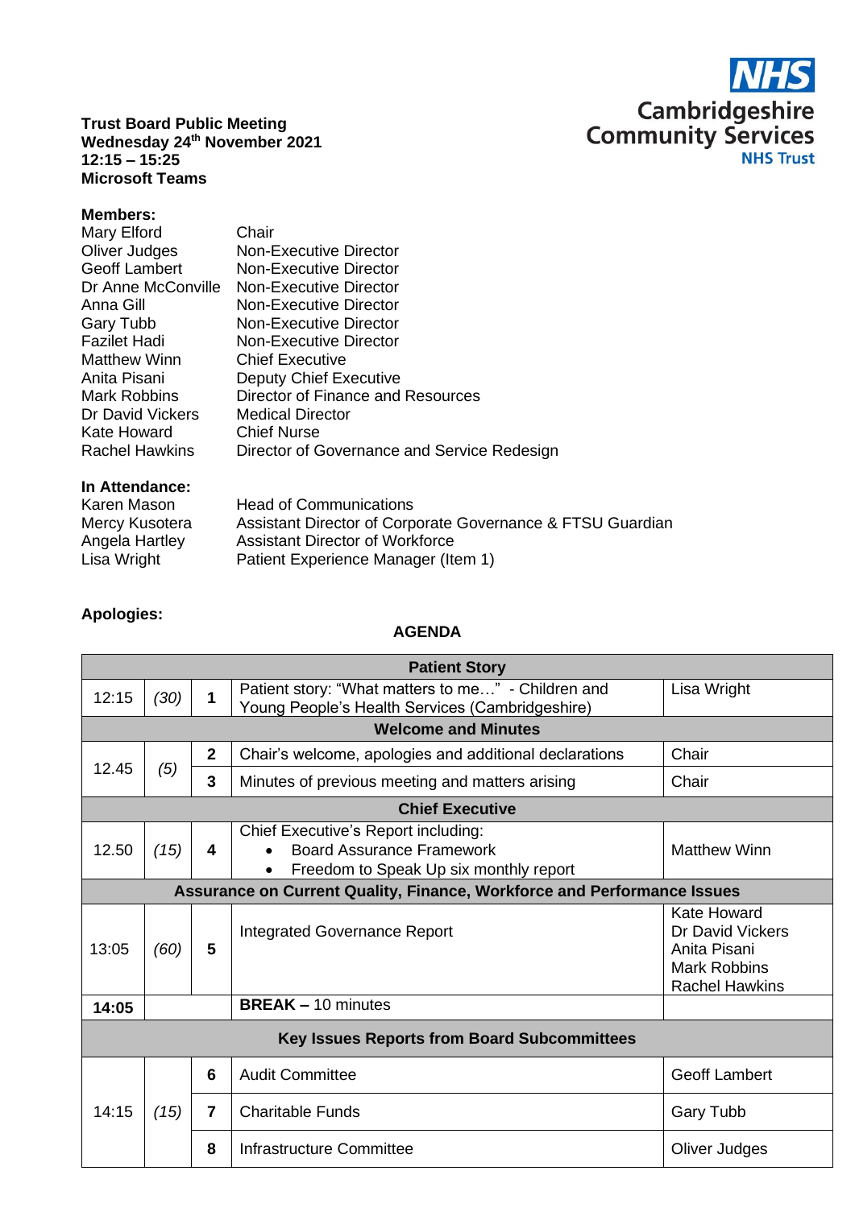**Trust Board Public Meeting**
**Wednesday 24th November 2021**
**12:15 – 15:25**
**Microsoft Teams**

NHS Cambridgeshire Community Services NHS Trust

**Members:**

| | |
|---|---|
| Mary Elford | Chair |
| Oliver Judges | Non-Executive Director |
| Geoff Lambert | Non-Executive Director |
| Dr Anne McConville | Non-Executive Director |
| Anna Gill | Non-Executive Director |
| Gary Tubb | Non-Executive Director |
| Fazilet Hadi | Non-Executive Director |
| Matthew Winn | Chief Executive |
| Anita Pisani | Deputy Chief Executive |
| Mark Robbins | Director of Finance and Resources |
| Dr David Vickers | Medical Director |
| Kate Howard | Chief Nurse |
| Rachel Hawkins | Director of Governance and Service Redesign |

**In Attendance:**

| | |
|---|---|
| Karen Mason | Head of Communications |
| Mercy Kusotera | Assistant Director of Corporate Governance & FTSU Guardian |
| Angela Hartley | Assistant Director of Workforce |
| Lisa Wright | Patient Experience Manager (Item 1) |

**Apologies:**

**AGENDA**

| | | | | |
|---|---|---|---|---|
| **Patient Story** | | | | |
| 12:15 | *(30)* | **1** | Patient story: "What matters to me…" - Children and Young People's Health Services (Cambridgeshire) | Lisa Wright |
| **Welcome and Minutes** | | | | |
| 12.45 | *(5)* | **2** | Chair's welcome, apologies and additional declarations | Chair |
| | | **3** | Minutes of previous meeting and matters arising | Chair |
| **Chief Executive** | | | | |
| 12.50 | *(15)* | **4** | Chief Executive's Report including:<br>• Board Assurance Framework<br>• Freedom to Speak Up six monthly report | Matthew Winn |
| **Assurance on Current Quality, Finance, Workforce and Performance Issues** | | | | |
| 13:05 | *(60)* | **5** | Integrated Governance Report | Kate Howard<br>Dr David Vickers<br>Anita Pisani<br>Mark Robbins<br>Rachel Hawkins |
| **14:05** | | | **BREAK –** 10 minutes | |
| **Key Issues Reports from Board Subcommittees** | | | | |
| 14:15 | *(15)* | **6** | Audit Committee | Geoff Lambert |
| | | **7** | Charitable Funds | Gary Tubb |
| | | **8** | Infrastructure Committee | Oliver Judges |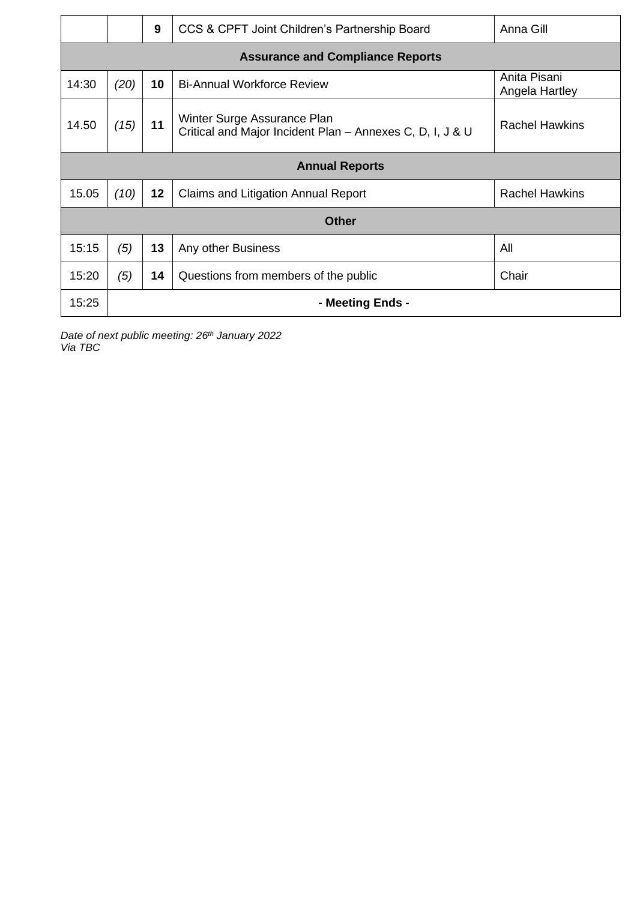| | | | | |
|---|---|---|---|---|
| | | **9** | CCS & CPFT Joint Children's Partnership Board | Anna Gill |
| **Assurance and Compliance Reports** | | | | |
| 14:30 | *(20)* | **10** | Bi-Annual Workforce Review | Anita Pisani<br>Angela Hartley |
| 14.50 | *(15)* | **11** | Winter Surge Assurance Plan<br>Critical and Major Incident Plan – Annexes C, D, I, J & U | Rachel Hawkins |
| **Annual Reports** | | | | |
| 15.05 | *(10)* | **12** | Claims and Litigation Annual Report | Rachel Hawkins |
| **Other** | | | | |
| 15:15 | *(5)* | **13** | Any other Business | All |
| 15:20 | *(5)* | **14** | Questions from members of the public | Chair |
| 15:25 | **- Meeting Ends -** | | | |

*Date of next public meeting: 26th January 2022*
*Via TBC*